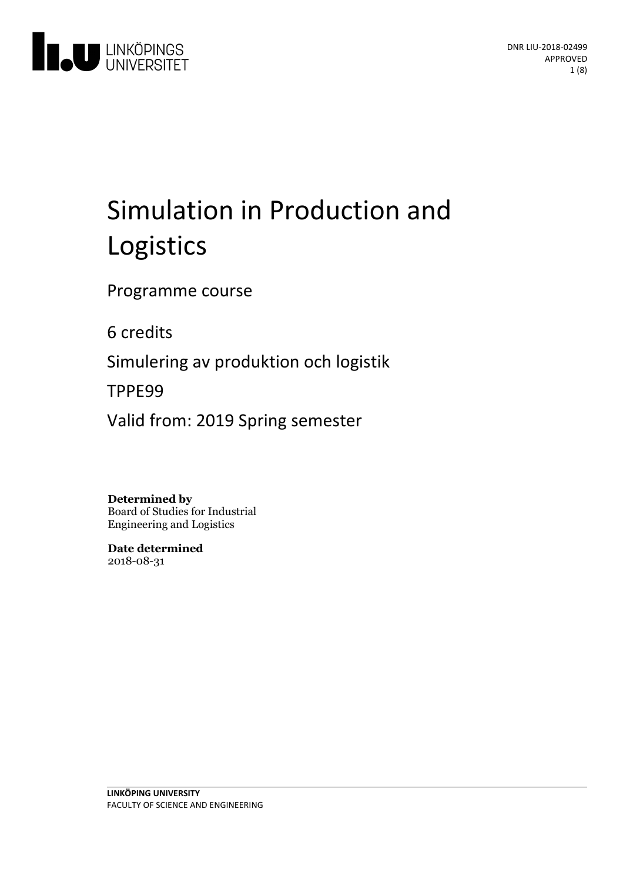DNR LIU-2018-02499
APPROVED

# Simulation in Production and Logistics

Programme course

6 credits

Simulering av produktion och logistik

TPPE99

Valid from: 2019 Spring semester

**Determined by**
Board of Studies for Industrial Engineering and Logistics

**Date determined**
2018-08-31

**LINKÖPING UNIVERSITY**
FACULTY OF SCIENCE AND ENGINEERING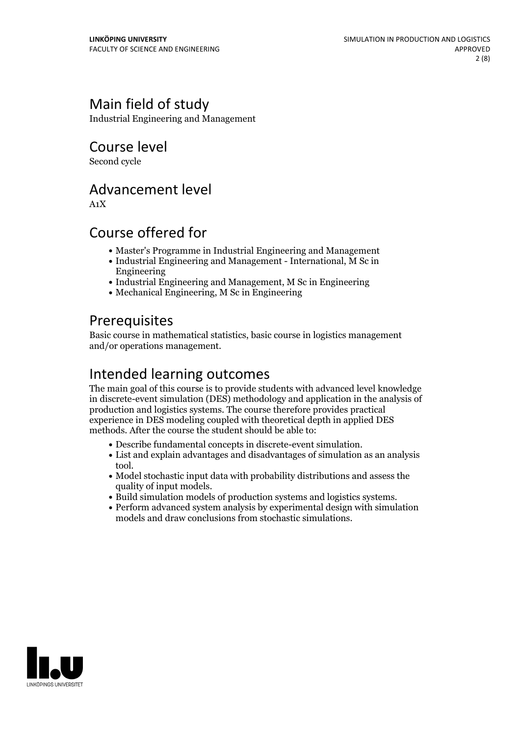## Main field of study

Industrial Engineering and Management

## Course level

Second cycle

## Advancement level

A1X

## Course offered for

- Master's Programme in Industrial Engineering and Management
- Industrial Engineering and Management - International, M Sc in Engineering
- Industrial Engineering and Management, M Sc in Engineering
- Mechanical Engineering, M Sc in Engineering

## Prerequisites

Basic course in mathematical statistics, basic course in logistics management and/or operations management.

## Intended learning outcomes

The main goal of this course is to provide students with advanced level knowledge in discrete-event simulation (DES) methodology and application in the analysis of production and logistics systems. The course therefore provides practical experience in DES modeling coupled with theoretical depth in applied DES methods. After the course the student should be able to:

- Describe fundamental concepts in discrete-event simulation.
- List and explain advantages and disadvantages of simulation as an analysis tool.
- Model stochastic input data with probability distributions and assess the quality of input models.
- Build simulation models of production systems and logistics systems.
- Perform advanced system analysis by experimental design with simulation models and draw conclusions from stochastic simulations.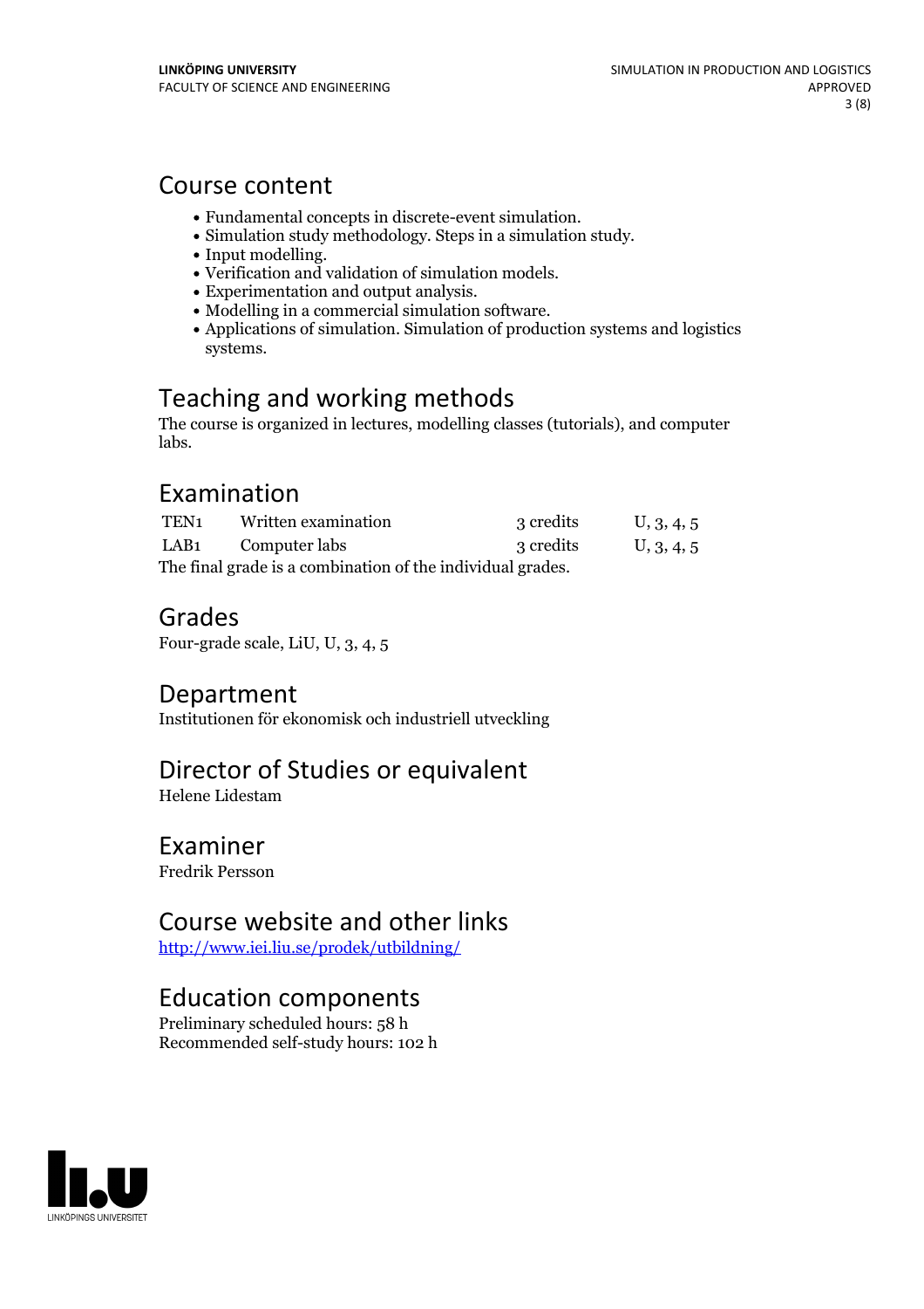## Course content

- Fundamental concepts in discrete-event simulation.
- Simulation study methodology. Steps in a simulation study.
- Input modelling.
- Verification and validation of simulation models.
- Experimentation and output analysis.
- Modelling in a commercial simulation software.
- Applications of simulation. Simulation of production systems and logistics systems.

## Teaching and working methods

The course is organized in lectures, modelling classes (tutorials), and computer labs.

## Examination

| | | | |
|---|---|---|---|
| TEN1 | Written examination | 3 credits | U, 3, 4, 5 |
| LAB1 | Computer labs | 3 credits | U, 3, 4, 5 |

The final grade is a combination of the individual grades.

## Grades

Four-grade scale, LiU, U, 3, 4, 5

## Department

Institutionen för ekonomisk och industriell utveckling

## Director of Studies or equivalent

Helene Lidestam

## Examiner

Fredrik Persson

## Course website and other links

http://www.iei.liu.se/prodek/utbildning/

## Education components

Preliminary scheduled hours: 58 h
Recommended self-study hours: 102 h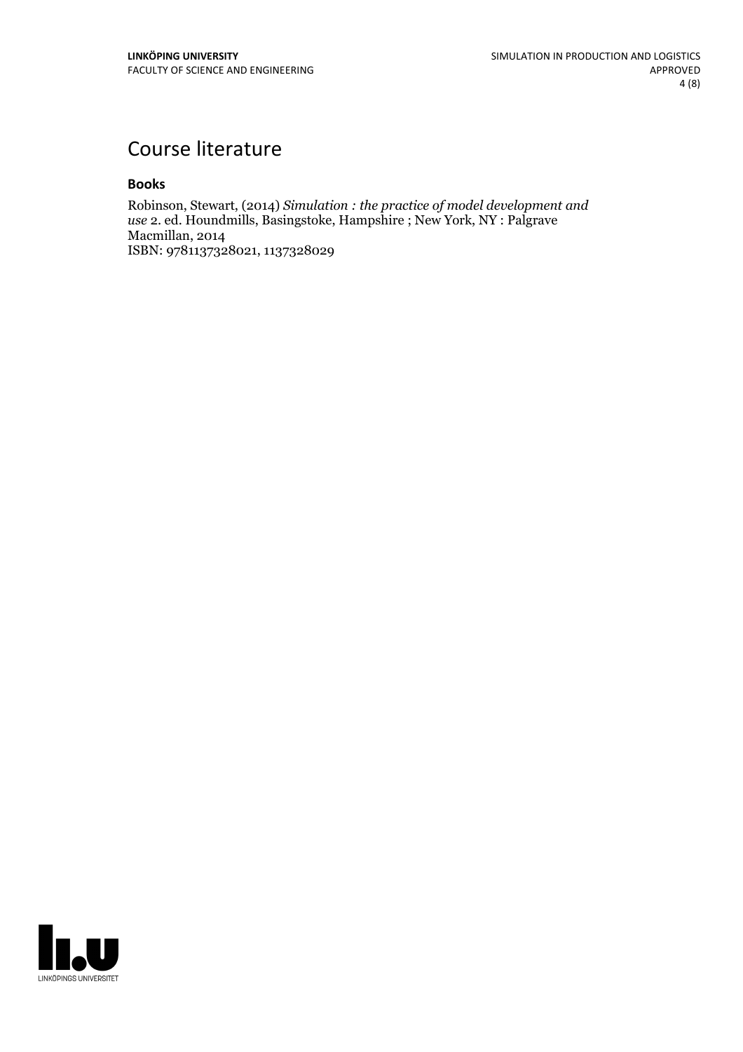# Course literature

### Books

Robinson, Stewart, (2014) *Simulation : the practice of model development and use* 2. ed. Houndmills, Basingstoke, Hampshire ; New York, NY : Palgrave Macmillan, 2014
ISBN: 9781137328021, 1137328029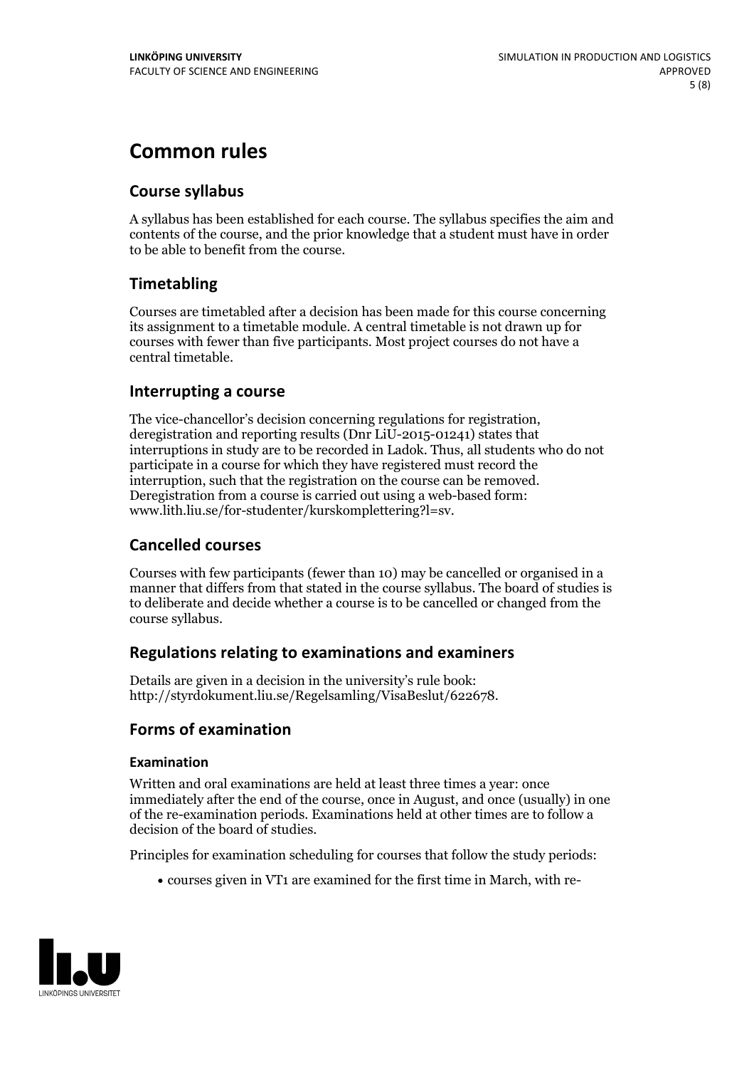# Common rules

## Course syllabus

A syllabus has been established for each course. The syllabus specifies the aim and contents of the course, and the prior knowledge that a student must have in order to be able to benefit from the course.

## Timetabling

Courses are timetabled after a decision has been made for this course concerning its assignment to a timetable module. A central timetable is not drawn up for courses with fewer than five participants. Most project courses do not have a central timetable.

## Interrupting a course

The vice-chancellor's decision concerning regulations for registration, deregistration and reporting results (Dnr LiU-2015-01241) states that interruptions in study are to be recorded in Ladok. Thus, all students who do not participate in a course for which they have registered must record the interruption, such that the registration on the course can be removed. Deregistration from a course is carried out using a web-based form: www.lith.liu.se/for-studenter/kurskomplettering?l=sv.

## Cancelled courses

Courses with few participants (fewer than 10) may be cancelled or organised in a manner that differs from that stated in the course syllabus. The board of studies is to deliberate and decide whether a course is to be cancelled or changed from the course syllabus.

## Regulations relating to examinations and examiners

Details are given in a decision in the university's rule book: http://styrdokument.liu.se/Regelsamling/VisaBeslut/622678.

## Forms of examination

### Examination

Written and oral examinations are held at least three times a year: once immediately after the end of the course, once in August, and once (usually) in one of the re-examination periods. Examinations held at other times are to follow a decision of the board of studies.

Principles for examination scheduling for courses that follow the study periods:

- courses given in VT1 are examined for the first time in March, with re-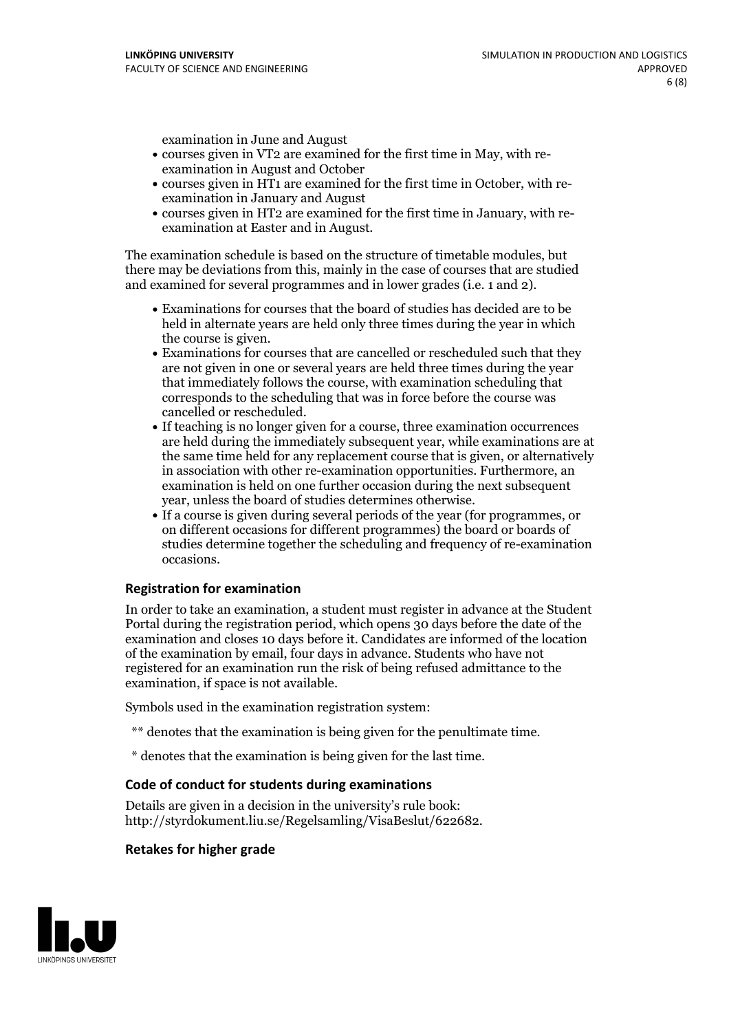examination in June and August

- courses given in VT2 are examined for the first time in May, with re-examination in August and October
- courses given in HT1 are examined for the first time in October, with re-examination in January and August
- courses given in HT2 are examined for the first time in January, with re-examination at Easter and in August.

The examination schedule is based on the structure of timetable modules, but there may be deviations from this, mainly in the case of courses that are studied and examined for several programmes and in lower grades (i.e. 1 and 2).

- Examinations for courses that the board of studies has decided are to be held in alternate years are held only three times during the year in which the course is given.
- Examinations for courses that are cancelled or rescheduled such that they are not given in one or several years are held three times during the year that immediately follows the course, with examination scheduling that corresponds to the scheduling that was in force before the course was cancelled or rescheduled.
- If teaching is no longer given for a course, three examination occurrences are held during the immediately subsequent year, while examinations are at the same time held for any replacement course that is given, or alternatively in association with other re-examination opportunities. Furthermore, an examination is held on one further occasion during the next subsequent year, unless the board of studies determines otherwise.
- If a course is given during several periods of the year (for programmes, or on different occasions for different programmes) the board or boards of studies determine together the scheduling and frequency of re-examination occasions.

### Registration for examination

In order to take an examination, a student must register in advance at the Student Portal during the registration period, which opens 30 days before the date of the examination and closes 10 days before it. Candidates are informed of the location of the examination by email, four days in advance. Students who have not registered for an examination run the risk of being refused admittance to the examination, if space is not available.

Symbols used in the examination registration system:

** denotes that the examination is being given for the penultimate time.

* denotes that the examination is being given for the last time.

### Code of conduct for students during examinations

Details are given in a decision in the university's rule book: http://styrdokument.liu.se/Regelsamling/VisaBeslut/622682.

### Retakes for higher grade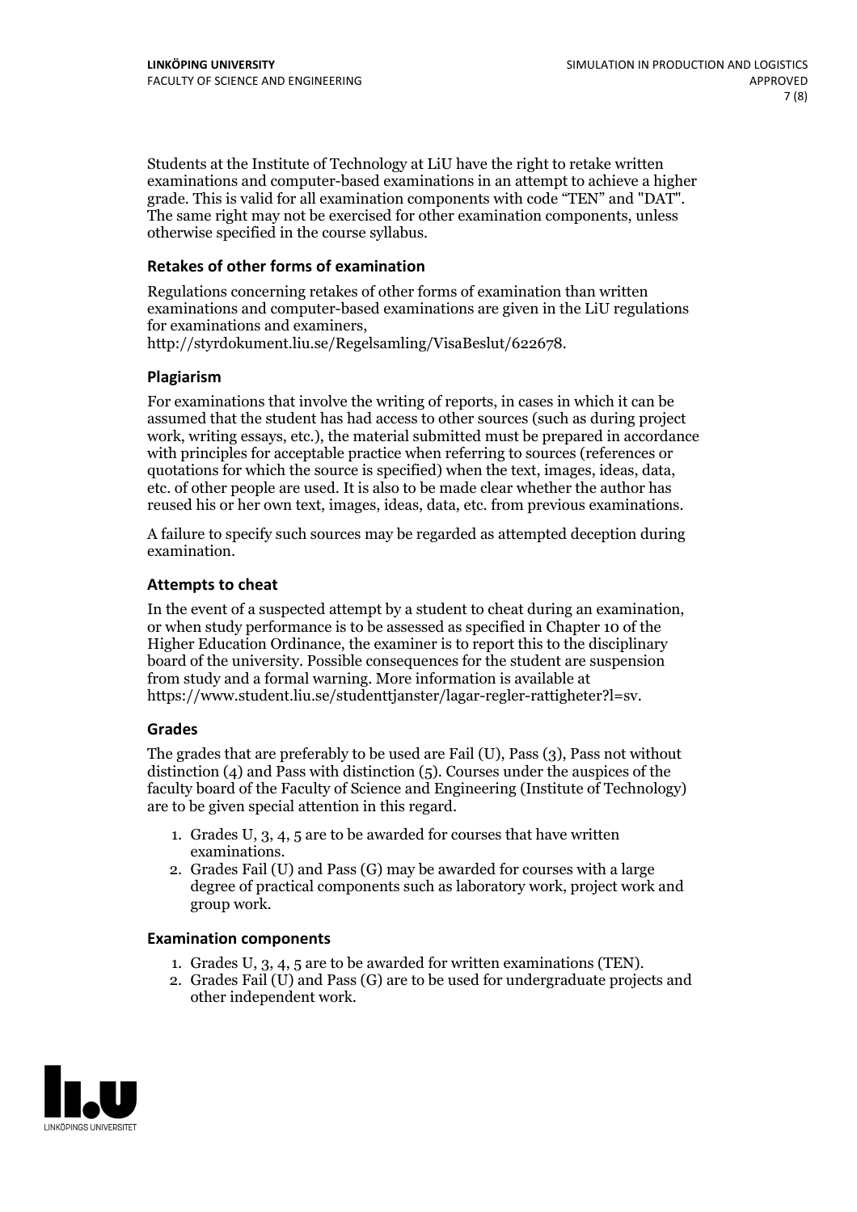Students at the Institute of Technology at LiU have the right to retake written examinations and computer-based examinations in an attempt to achieve a higher grade. This is valid for all examination components with code "TEN" and "DAT". The same right may not be exercised for other examination components, unless otherwise specified in the course syllabus.

### Retakes of other forms of examination

Regulations concerning retakes of other forms of examination than written examinations and computer-based examinations are given in the LiU regulations for examinations and examiners, http://styrdokument.liu.se/Regelsamling/VisaBeslut/622678.

### Plagiarism

For examinations that involve the writing of reports, in cases in which it can be assumed that the student has had access to other sources (such as during project work, writing essays, etc.), the material submitted must be prepared in accordance with principles for acceptable practice when referring to sources (references or quotations for which the source is specified) when the text, images, ideas, data, etc. of other people are used. It is also to be made clear whether the author has reused his or her own text, images, ideas, data, etc. from previous examinations.

A failure to specify such sources may be regarded as attempted deception during examination.

### Attempts to cheat

In the event of a suspected attempt by a student to cheat during an examination, or when study performance is to be assessed as specified in Chapter 10 of the Higher Education Ordinance, the examiner is to report this to the disciplinary board of the university. Possible consequences for the student are suspension from study and a formal warning. More information is available at https://www.student.liu.se/studenttjanster/lagar-regler-rattigheter?l=sv.

### Grades

The grades that are preferably to be used are Fail (U), Pass (3), Pass not without distinction (4) and Pass with distinction (5). Courses under the auspices of the faculty board of the Faculty of Science and Engineering (Institute of Technology) are to be given special attention in this regard.

1. Grades U, 3, 4, 5 are to be awarded for courses that have written examinations.
2. Grades Fail (U) and Pass (G) may be awarded for courses with a large degree of practical components such as laboratory work, project work and group work.

### Examination components

1. Grades U, 3, 4, 5 are to be awarded for written examinations (TEN).
2. Grades Fail (U) and Pass (G) are to be used for undergraduate projects and other independent work.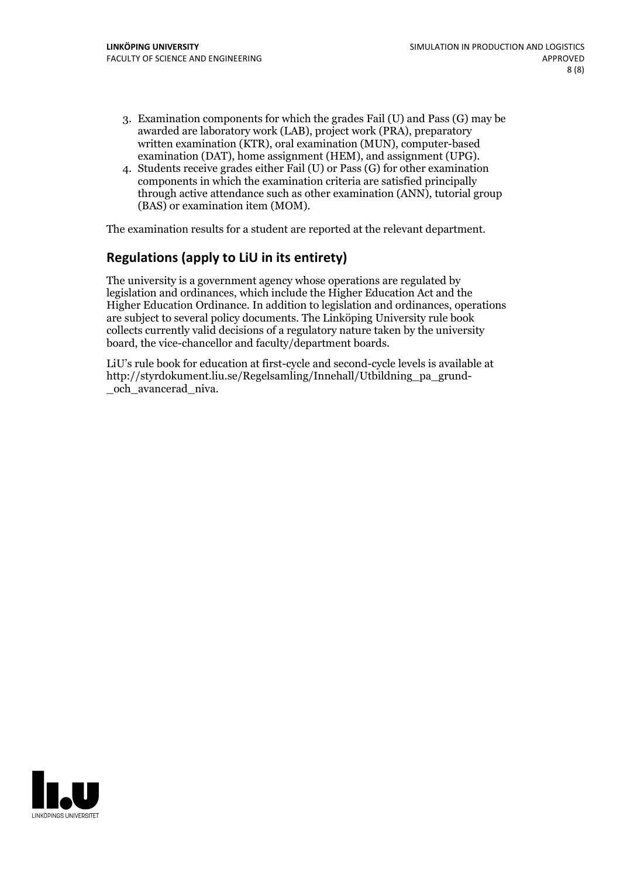3. Examination components for which the grades Fail (U) and Pass (G) may be awarded are laboratory work (LAB), project work (PRA), preparatory written examination (KTR), oral examination (MUN), computer-based examination (DAT), home assignment (HEM), and assignment (UPG).
4. Students receive grades either Fail (U) or Pass (G) for other examination components in which the examination criteria are satisfied principally through active attendance such as other examination (ANN), tutorial group (BAS) or examination item (MOM).

The examination results for a student are reported at the relevant department.

## Regulations (apply to LiU in its entirety)

The university is a government agency whose operations are regulated by legislation and ordinances, which include the Higher Education Act and the Higher Education Ordinance. In addition to legislation and ordinances, operations are subject to several policy documents. The Linköping University rule book collects currently valid decisions of a regulatory nature taken by the university board, the vice-chancellor and faculty/department boards.

LiU's rule book for education at first-cycle and second-cycle levels is available at http://styrdokument.liu.se/Regelsamling/Innehall/Utbildning_pa_grund-_och_avancerad_niva.